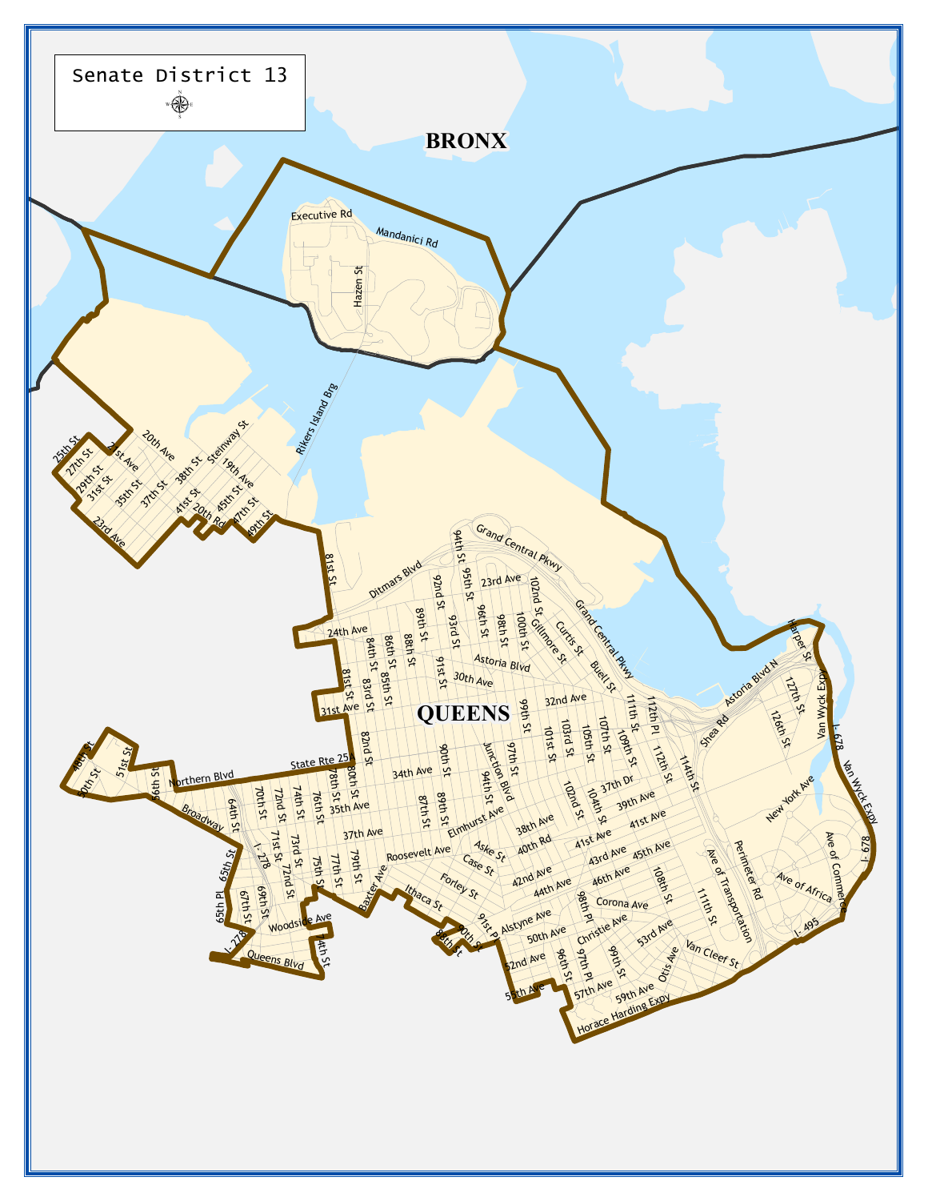# Senate District 13

BRONX

QUEENS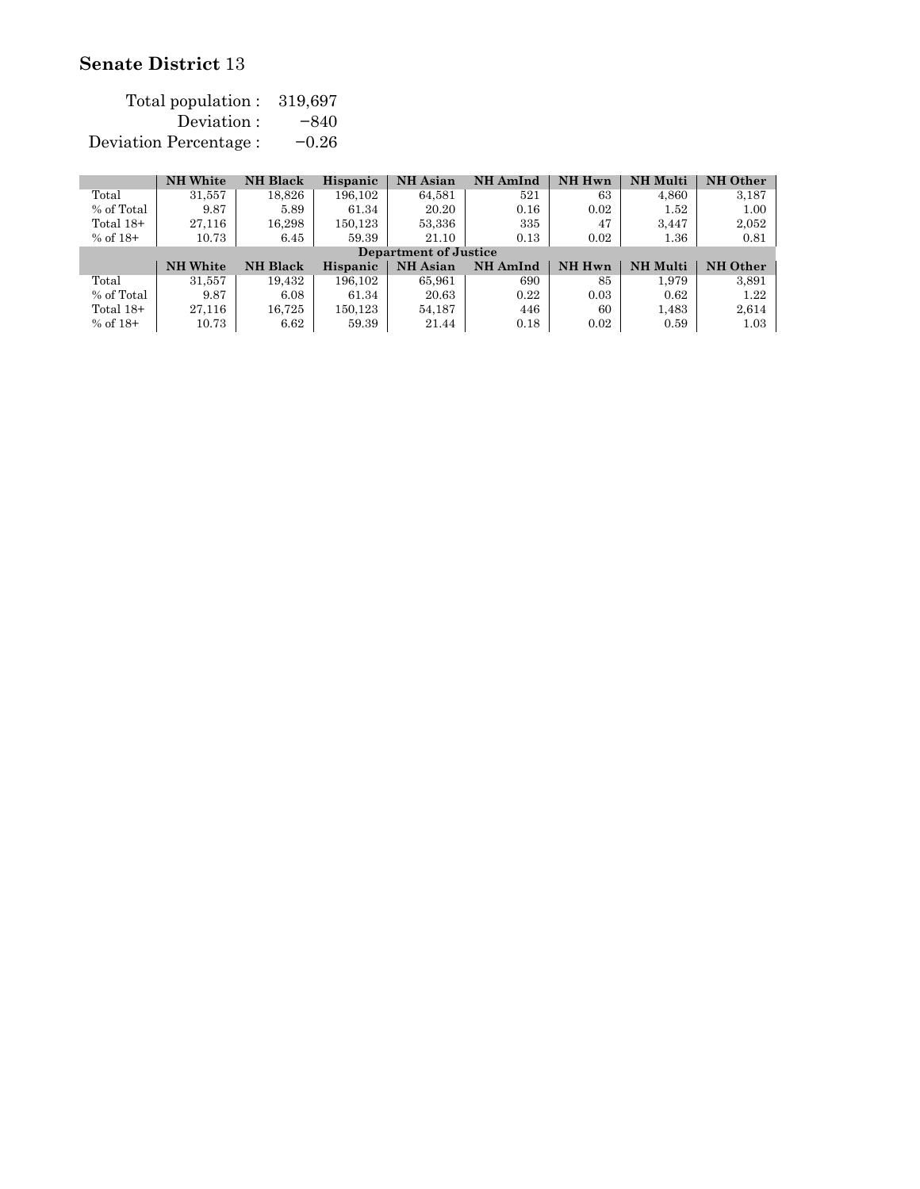**Senate District** 13

| | |
|---|---|
| Total population : | 319,697 |
| Deviation : | −840 |
| Deviation Percentage : | −0.26 |

| | NH White | NH Black | Hispanic | NH Asian | NH AmInd | NH Hwn | NH Multi | NH Other |
|---|---|---|---|---|---|---|---|---|
| Total | 31,557 | 18,826 | 196,102 | 64,581 | 521 | 63 | 4,860 | 3,187 |
| % of Total | 9.87 | 5.89 | 61.34 | 20.20 | 0.16 | 0.02 | 1.52 | 1.00 |
| Total 18+ | 27,116 | 16,298 | 150,123 | 53,336 | 335 | 47 | 3,447 | 2,052 |
| % of 18+ | 10.73 | 6.45 | 59.39 | 21.10 | 0.13 | 0.02 | 1.36 | 0.81 |
| **Department of Justice** | | | | | | | | |
| | **NH White** | **NH Black** | **Hispanic** | **NH Asian** | **NH AmInd** | **NH Hwn** | **NH Multi** | **NH Other** |
| Total | 31,557 | 19,432 | 196,102 | 65,961 | 690 | 85 | 1,979 | 3,891 |
| % of Total | 9.87 | 6.08 | 61.34 | 20.63 | 0.22 | 0.03 | 0.62 | 1.22 |
| Total 18+ | 27,116 | 16,725 | 150,123 | 54,187 | 446 | 60 | 1,483 | 2,614 |
| % of 18+ | 10.73 | 6.62 | 59.39 | 21.44 | 0.18 | 0.02 | 0.59 | 1.03 |